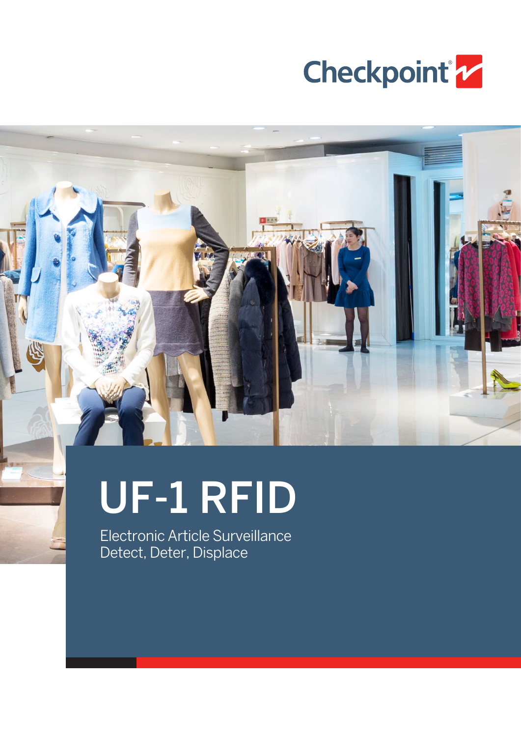Checkpoint

# UF-1 RFID

Electronic Article Surveillance
Detect, Deter, Displace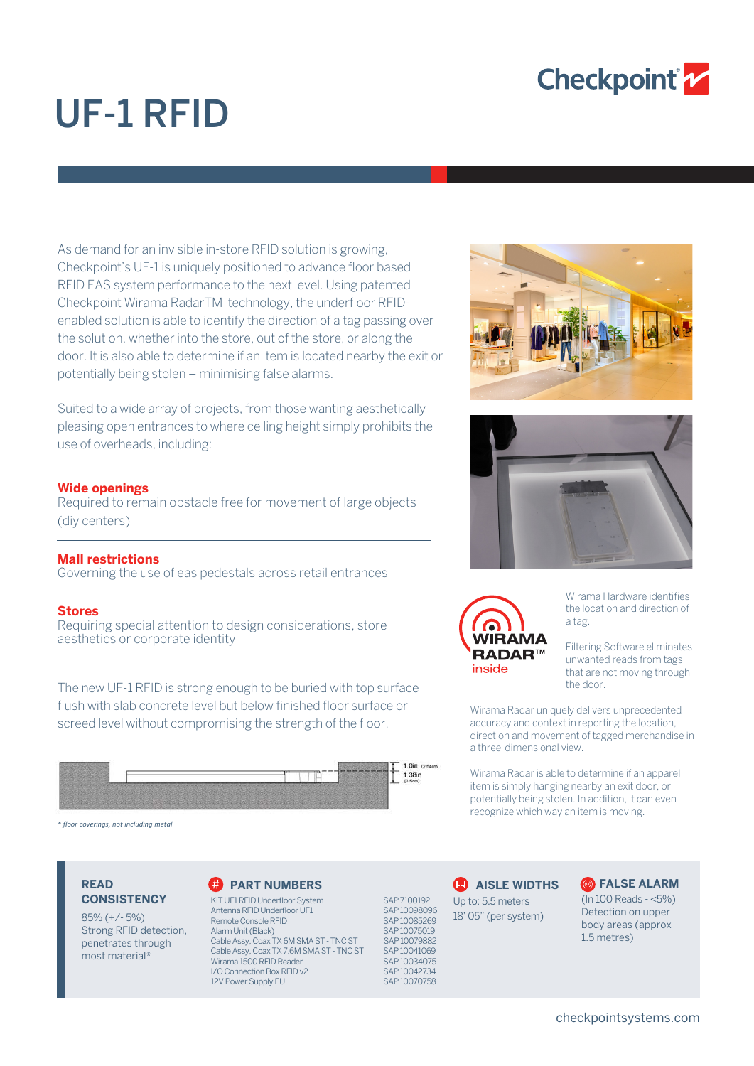# UF-1 RFID

As demand for an invisible in-store RFID solution is growing, Checkpoint's UF-1 is uniquely positioned to advance floor based RFID EAS system performance to the next level. Using patented Checkpoint Wirama RadarTM technology, the underfloor RFID-enabled solution is able to identify the direction of a tag passing over the solution, whether into the store, out of the store, or along the door. It is also able to determine if an item is located nearby the exit or potentially being stolen – minimising false alarms.

Suited to a wide array of projects, from those wanting aesthetically pleasing open entrances to where ceiling height simply prohibits the use of overheads, including:

**Wide openings**
Required to remain obstacle free for movement of large objects (diy centers)

**Mall restrictions**
Governing the use of eas pedestals across retail entrances

**Stores**
Requiring special attention to design considerations, store aesthetics or corporate identity

The new UF-1 RFID is strong enough to be buried with top surface flush with slab concrete level but below finished floor surface or screed level without compromising the strength of the floor.

1.0in (2.54cm)
1.38in (3.5cm)

*\* floor coverings, not including metal*

WIRAMA RADAR™ inside

Wirama Hardware identifies the location and direction of a tag.

Filtering Software eliminates unwanted reads from tags that are not moving through the door.

Wirama Radar uniquely delivers unprecedented accuracy and context in reporting the location, direction and movement of tagged merchandise in a three-dimensional view.

Wirama Radar is able to determine if an apparel item is simply hanging nearby an exit door, or potentially being stolen. In addition, it can even recognize which way an item is moving.

### READ CONSISTENCY

85% (+/- 5%)
Strong RFID detection, penetrates through most material*

### PART NUMBERS

| | |
|---|---|
| KIT UF1 RFID Underfloor System | SAP 7100192 |
| Antenna RFID Underfloor UF1 | SAP 10098096 |
| Remote Console RFID | SAP 10085269 |
| Alarm Unit (Black) | SAP 10075019 |
| Cable Assy, Coax TX 6M SMA ST - TNC ST | SAP 10079882 |
| Cable Assy, Coax TX 7.6M SMA ST - TNC ST | SAP 10041069 |
| Wirama 1500 RFID Reader | SAP 10034075 |
| I/O Connection Box RFID v2 | SAP 10042734 |
| 12V Power Supply EU | SAP 10070758 |

### AISLE WIDTHS

Up to: 5.5 meters
18' 05" (per system)

### FALSE ALARM

(In 100 Reads - <5%)
Detection on upper body areas (approx 1.5 metres)

checkpointsystems.com